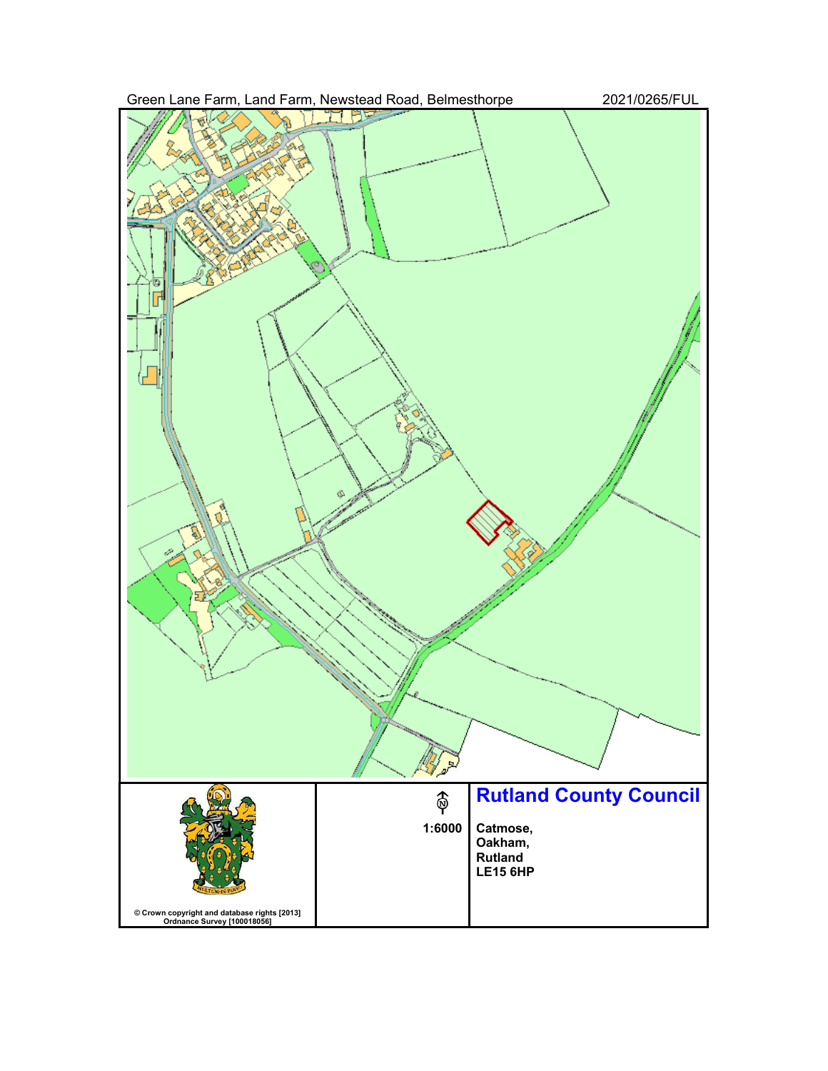Green Lane Farm, Land Farm, Newstead Road, Belmesthorpe

2021/0265/FUL

1:6000

## Rutland County Council

**Catmose,**
**Oakham,**
**Rutland**
**LE15 6HP**

© Crown copyright and database rights [2013] Ordnance Survey [100018056]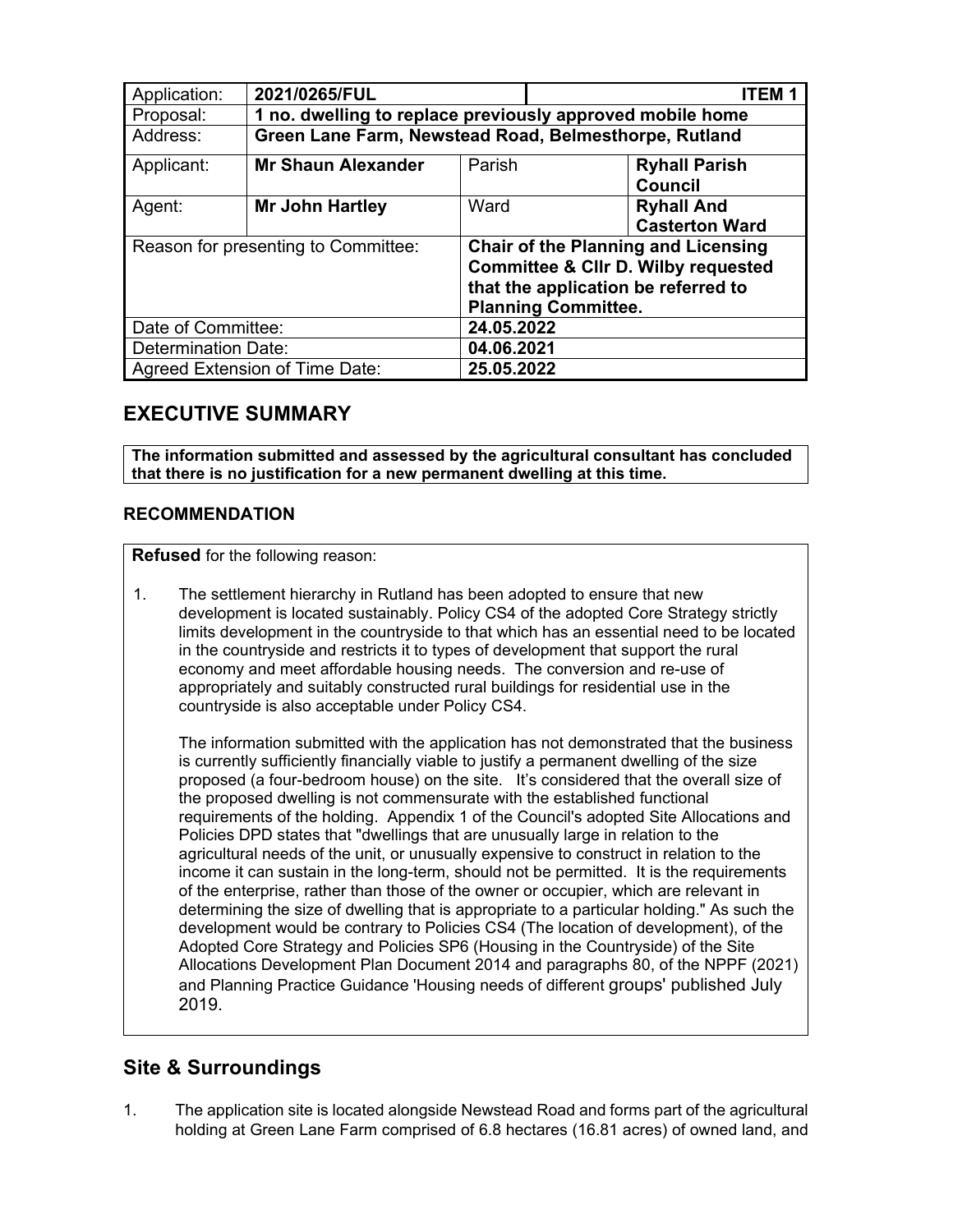| Application: | **2021/0265/FUL** | | **ITEM 1** |
|---|---|---|---|
| Proposal: | **1 no. dwelling to replace previously approved mobile home** | | |
| Address: | **Green Lane Farm, Newstead Road, Belmesthorpe, Rutland** | | |
| Applicant: | **Mr Shaun Alexander** | Parish | **Ryhall Parish Council** |
| Agent: | **Mr John Hartley** | Ward | **Ryhall And Casterton Ward** |
| Reason for presenting to Committee: | | **Chair of the Planning and Licensing Committee & Cllr D. Wilby requested that the application be referred to Planning Committee.** | |
| Date of Committee: | | **24.05.2022** | |
| Determination Date: | | **04.06.2021** | |
| Agreed Extension of Time Date: | | **25.05.2022** | |

## EXECUTIVE SUMMARY

**The information submitted and assessed by the agricultural consultant has concluded that there is no justification for a new permanent dwelling at this time.**

### RECOMMENDATION

**Refused** for the following reason:

1. The settlement hierarchy in Rutland has been adopted to ensure that new development is located sustainably. Policy CS4 of the adopted Core Strategy strictly limits development in the countryside to that which has an essential need to be located in the countryside and restricts it to types of development that support the rural economy and meet affordable housing needs. The conversion and re-use of appropriately and suitably constructed rural buildings for residential use in the countryside is also acceptable under Policy CS4.

   The information submitted with the application has not demonstrated that the business is currently sufficiently financially viable to justify a permanent dwelling of the size proposed (a four-bedroom house) on the site. It's considered that the overall size of the proposed dwelling is not commensurate with the established functional requirements of the holding. Appendix 1 of the Council's adopted Site Allocations and Policies DPD states that "dwellings that are unusually large in relation to the agricultural needs of the unit, or unusually expensive to construct in relation to the income it can sustain in the long-term, should not be permitted. It is the requirements of the enterprise, rather than those of the owner or occupier, which are relevant in determining the size of dwelling that is appropriate to a particular holding." As such the development would be contrary to Policies CS4 (The location of development), of the Adopted Core Strategy and Policies SP6 (Housing in the Countryside) of the Site Allocations Development Plan Document 2014 and paragraphs 80, of the NPPF (2021) and Planning Practice Guidance 'Housing needs of different groups' published July 2019.

## Site & Surroundings

1. The application site is located alongside Newstead Road and forms part of the agricultural holding at Green Lane Farm comprised of 6.8 hectares (16.81 acres) of owned land, and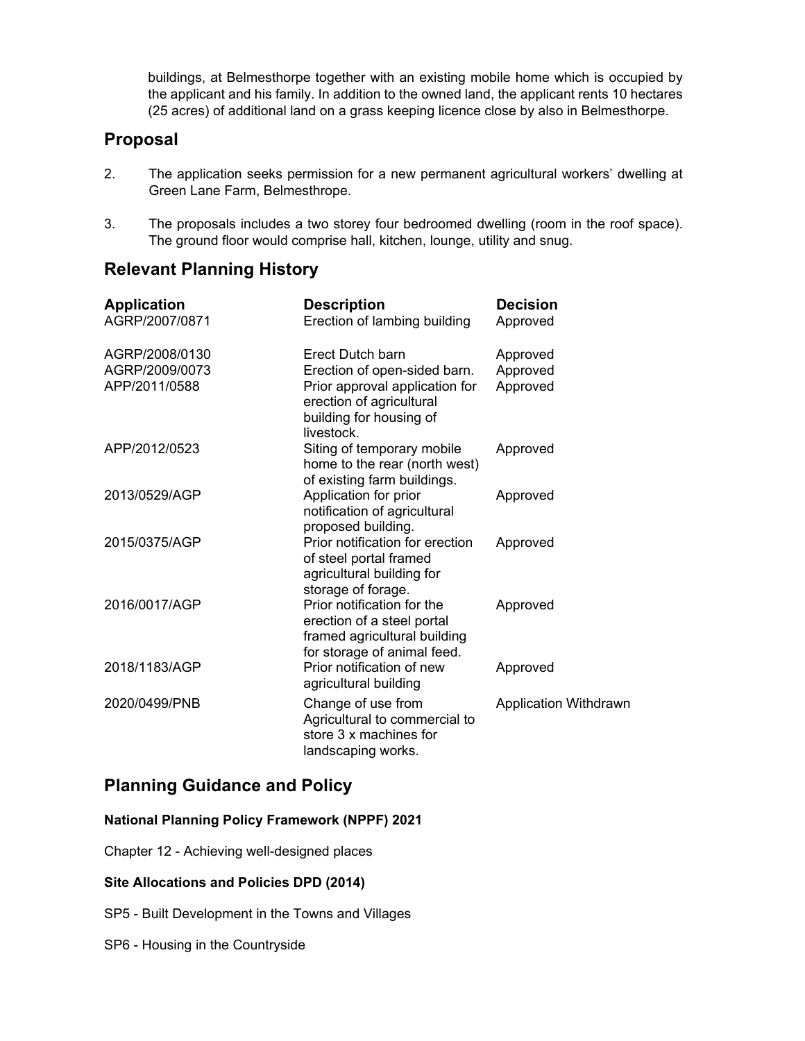buildings, at Belmesthorpe together with an existing mobile home which is occupied by the applicant and his family. In addition to the owned land, the applicant rents 10 hectares (25 acres) of additional land on a grass keeping licence close by also in Belmesthorpe.

## Proposal

2. The application seeks permission for a new permanent agricultural workers' dwelling at Green Lane Farm, Belmesthrope.

3. The proposals includes a two storey four bedroomed dwelling (room in the roof space). The ground floor would comprise hall, kitchen, lounge, utility and snug.

## Relevant Planning History

| Application | Description | Decision |
|---|---|---|
| AGRP/2007/0871 | Erection of lambing building | Approved |
| AGRP/2008/0130 | Erect Dutch barn | Approved |
| AGRP/2009/0073 | Erection of open-sided barn. | Approved |
| APP/2011/0588 | Prior approval application for erection of agricultural building for housing of livestock. | Approved |
| APP/2012/0523 | Siting of temporary mobile home to the rear (north west) of existing farm buildings. | Approved |
| 2013/0529/AGP | Application for prior notification of agricultural proposed building. | Approved |
| 2015/0375/AGP | Prior notification for erection of steel portal framed agricultural building for storage of forage. | Approved |
| 2016/0017/AGP | Prior notification for the erection of a steel portal framed agricultural building for storage of animal feed. | Approved |
| 2018/1183/AGP | Prior notification of new agricultural building | Approved |
| 2020/0499/PNB | Change of use from Agricultural to commercial to store 3 x machines for landscaping works. | Application Withdrawn |

## Planning Guidance and Policy

**National Planning Policy Framework (NPPF) 2021**

Chapter 12 - Achieving well-designed places

**Site Allocations and Policies DPD (2014)**

SP5 - Built Development in the Towns and Villages

SP6 - Housing in the Countryside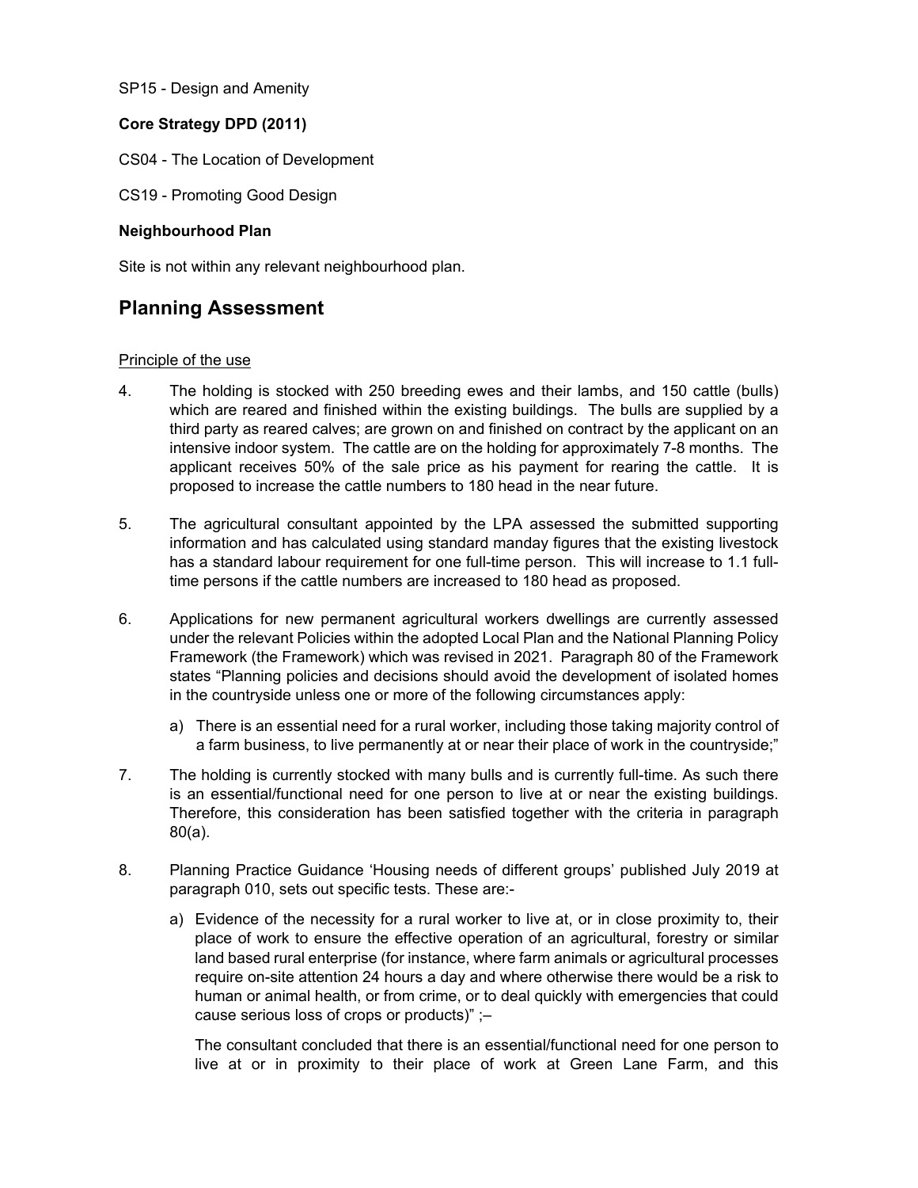SP15 - Design and Amenity

**Core Strategy DPD (2011)**

CS04 - The Location of Development

CS19 - Promoting Good Design

**Neighbourhood Plan**

Site is not within any relevant neighbourhood plan.

## Planning Assessment

Principle of the use

4. The holding is stocked with 250 breeding ewes and their lambs, and 150 cattle (bulls) which are reared and finished within the existing buildings. The bulls are supplied by a third party as reared calves; are grown on and finished on contract by the applicant on an intensive indoor system. The cattle are on the holding for approximately 7-8 months. The applicant receives 50% of the sale price as his payment for rearing the cattle. It is proposed to increase the cattle numbers to 180 head in the near future.

5. The agricultural consultant appointed by the LPA assessed the submitted supporting information and has calculated using standard manday figures that the existing livestock has a standard labour requirement for one full-time person. This will increase to 1.1 full-time persons if the cattle numbers are increased to 180 head as proposed.

6. Applications for new permanent agricultural workers dwellings are currently assessed under the relevant Policies within the adopted Local Plan and the National Planning Policy Framework (the Framework) which was revised in 2021. Paragraph 80 of the Framework states "Planning policies and decisions should avoid the development of isolated homes in the countryside unless one or more of the following circumstances apply:

   a) There is an essential need for a rural worker, including those taking majority control of a farm business, to live permanently at or near their place of work in the countryside;"

7. The holding is currently stocked with many bulls and is currently full-time. As such there is an essential/functional need for one person to live at or near the existing buildings. Therefore, this consideration has been satisfied together with the criteria in paragraph 80(a).

8. Planning Practice Guidance 'Housing needs of different groups' published July 2019 at paragraph 010, sets out specific tests. These are:-

   a) Evidence of the necessity for a rural worker to live at, or in close proximity to, their place of work to ensure the effective operation of an agricultural, forestry or similar land based rural enterprise (for instance, where farm animals or agricultural processes require on-site attention 24 hours a day and where otherwise there would be a risk to human or animal health, or from crime, or to deal quickly with emergencies that could cause serious loss of crops or products)" ;–

   The consultant concluded that there is an essential/functional need for one person to live at or in proximity to their place of work at Green Lane Farm, and this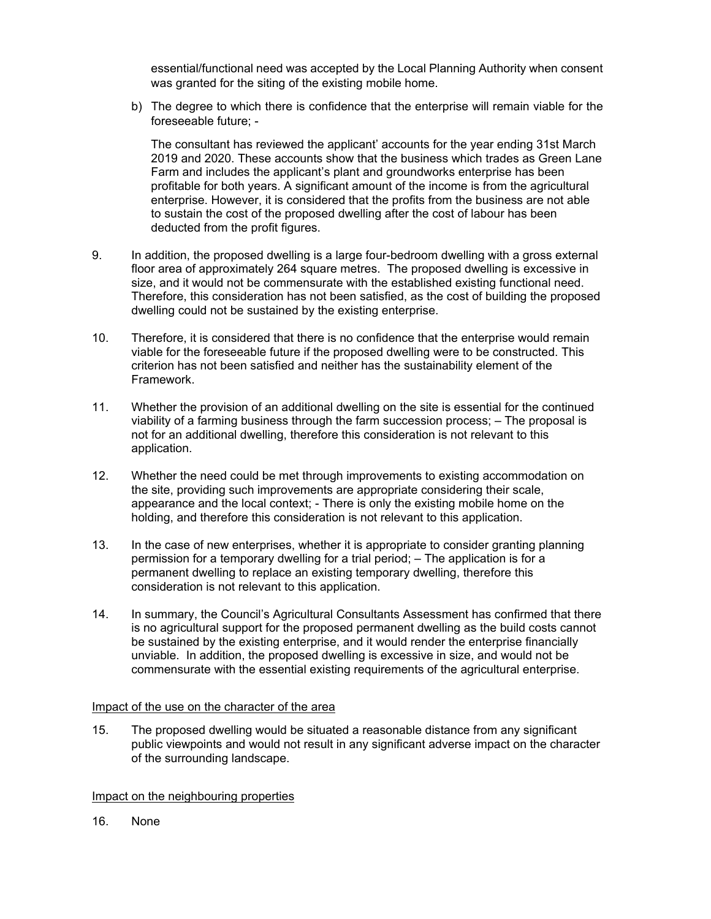essential/functional need was accepted by the Local Planning Authority when consent was granted for the siting of the existing mobile home.

b) The degree to which there is confidence that the enterprise will remain viable for the foreseeable future; -

   The consultant has reviewed the applicant' accounts for the year ending 31st March 2019 and 2020. These accounts show that the business which trades as Green Lane Farm and includes the applicant's plant and groundworks enterprise has been profitable for both years. A significant amount of the income is from the agricultural enterprise. However, it is considered that the profits from the business are not able to sustain the cost of the proposed dwelling after the cost of labour has been deducted from the profit figures.

9. In addition, the proposed dwelling is a large four-bedroom dwelling with a gross external floor area of approximately 264 square metres. The proposed dwelling is excessive in size, and it would not be commensurate with the established existing functional need. Therefore, this consideration has not been satisfied, as the cost of building the proposed dwelling could not be sustained by the existing enterprise.

10. Therefore, it is considered that there is no confidence that the enterprise would remain viable for the foreseeable future if the proposed dwelling were to be constructed. This criterion has not been satisfied and neither has the sustainability element of the Framework.

11. Whether the provision of an additional dwelling on the site is essential for the continued viability of a farming business through the farm succession process; – The proposal is not for an additional dwelling, therefore this consideration is not relevant to this application.

12. Whether the need could be met through improvements to existing accommodation on the site, providing such improvements are appropriate considering their scale, appearance and the local context; - There is only the existing mobile home on the holding, and therefore this consideration is not relevant to this application.

13. In the case of new enterprises, whether it is appropriate to consider granting planning permission for a temporary dwelling for a trial period; – The application is for a permanent dwelling to replace an existing temporary dwelling, therefore this consideration is not relevant to this application.

14. In summary, the Council's Agricultural Consultants Assessment has confirmed that there is no agricultural support for the proposed permanent dwelling as the build costs cannot be sustained by the existing enterprise, and it would render the enterprise financially unviable. In addition, the proposed dwelling is excessive in size, and would not be commensurate with the essential existing requirements of the agricultural enterprise.

Impact of the use on the character of the area

15. The proposed dwelling would be situated a reasonable distance from any significant public viewpoints and would not result in any significant adverse impact on the character of the surrounding landscape.

Impact on the neighbouring properties

16. None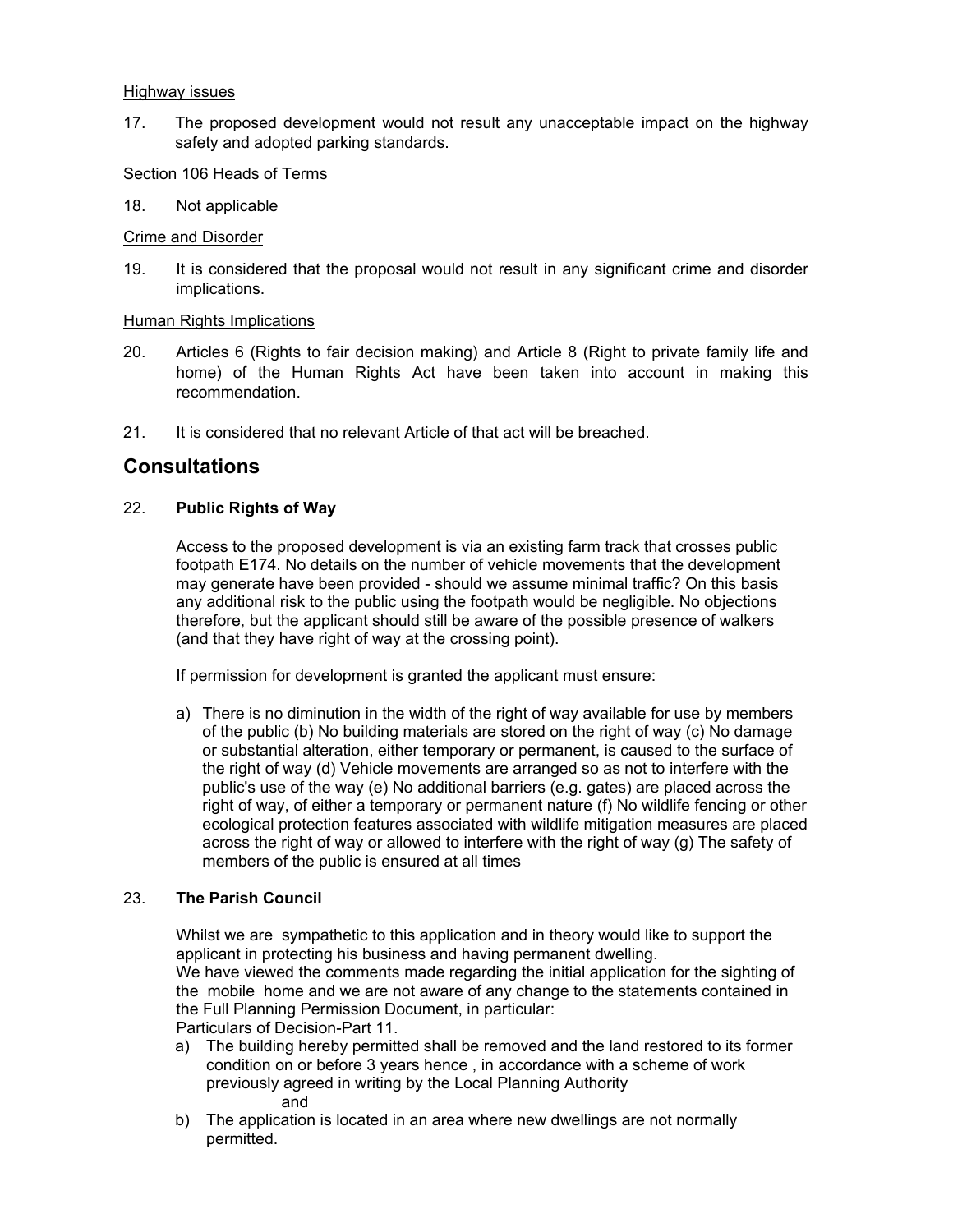Highway issues

17. The proposed development would not result any unacceptable impact on the highway safety and adopted parking standards.

Section 106 Heads of Terms

18. Not applicable

Crime and Disorder

19. It is considered that the proposal would not result in any significant crime and disorder implications.

Human Rights Implications

20. Articles 6 (Rights to fair decision making) and Article 8 (Right to private family life and home) of the Human Rights Act have been taken into account in making this recommendation.

21. It is considered that no relevant Article of that act will be breached.

## Consultations

22. **Public Rights of Way**

Access to the proposed development is via an existing farm track that crosses public footpath E174. No details on the number of vehicle movements that the development may generate have been provided - should we assume minimal traffic? On this basis any additional risk to the public using the footpath would be negligible. No objections therefore, but the applicant should still be aware of the possible presence of walkers (and that they have right of way at the crossing point).

If permission for development is granted the applicant must ensure:

a) There is no diminution in the width of the right of way available for use by members of the public (b) No building materials are stored on the right of way (c) No damage or substantial alteration, either temporary or permanent, is caused to the surface of the right of way (d) Vehicle movements are arranged so as not to interfere with the public's use of the way (e) No additional barriers (e.g. gates) are placed across the right of way, of either a temporary or permanent nature (f) No wildlife fencing or other ecological protection features associated with wildlife mitigation measures are placed across the right of way or allowed to interfere with the right of way (g) The safety of members of the public is ensured at all times

23. **The Parish Council**

Whilst we are sympathetic to this application and in theory would like to support the applicant in protecting his business and having permanent dwelling.
We have viewed the comments made regarding the initial application for the sighting of the mobile home and we are not aware of any change to the statements contained in the Full Planning Permission Document, in particular:
Particulars of Decision-Part 11.

a) The building hereby permitted shall be removed and the land restored to its former condition on or before 3 years hence , in accordance with a scheme of work previously agreed in writing by the Local Planning Authority

and

b) The application is located in an area where new dwellings are not normally permitted.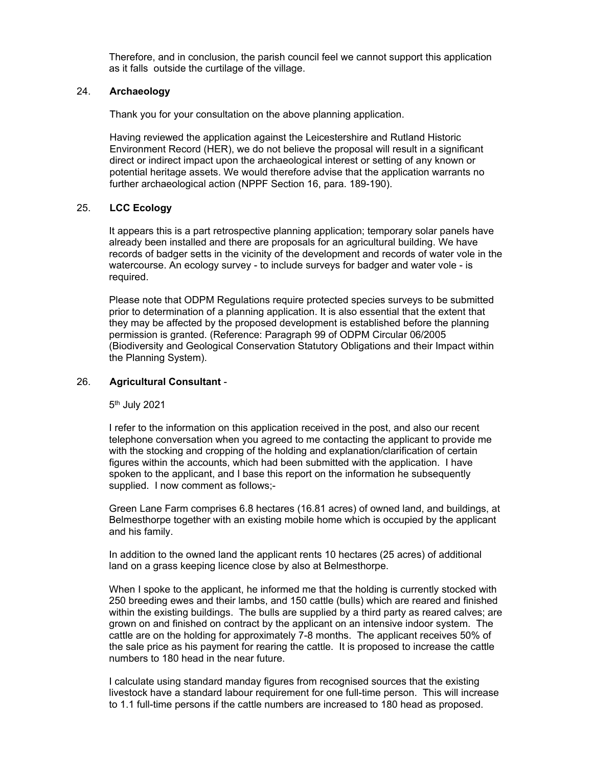Therefore, and in conclusion, the parish council feel we cannot support this application as it falls outside the curtilage of the village.

24. **Archaeology**

Thank you for your consultation on the above planning application.

Having reviewed the application against the Leicestershire and Rutland Historic Environment Record (HER), we do not believe the proposal will result in a significant direct or indirect impact upon the archaeological interest or setting of any known or potential heritage assets. We would therefore advise that the application warrants no further archaeological action (NPPF Section 16, para. 189-190).

25. **LCC Ecology**

It appears this is a part retrospective planning application; temporary solar panels have already been installed and there are proposals for an agricultural building. We have records of badger setts in the vicinity of the development and records of water vole in the watercourse. An ecology survey - to include surveys for badger and water vole - is required.

Please note that ODPM Regulations require protected species surveys to be submitted prior to determination of a planning application. It is also essential that the extent that they may be affected by the proposed development is established before the planning permission is granted. (Reference: Paragraph 99 of ODPM Circular 06/2005 (Biodiversity and Geological Conservation Statutory Obligations and their Impact within the Planning System).

26. **Agricultural Consultant** -

5th July 2021

I refer to the information on this application received in the post, and also our recent telephone conversation when you agreed to me contacting the applicant to provide me with the stocking and cropping of the holding and explanation/clarification of certain figures within the accounts, which had been submitted with the application. I have spoken to the applicant, and I base this report on the information he subsequently supplied. I now comment as follows;-

Green Lane Farm comprises 6.8 hectares (16.81 acres) of owned land, and buildings, at Belmesthorpe together with an existing mobile home which is occupied by the applicant and his family.

In addition to the owned land the applicant rents 10 hectares (25 acres) of additional land on a grass keeping licence close by also at Belmesthorpe.

When I spoke to the applicant, he informed me that the holding is currently stocked with 250 breeding ewes and their lambs, and 150 cattle (bulls) which are reared and finished within the existing buildings. The bulls are supplied by a third party as reared calves; are grown on and finished on contract by the applicant on an intensive indoor system. The cattle are on the holding for approximately 7-8 months. The applicant receives 50% of the sale price as his payment for rearing the cattle. It is proposed to increase the cattle numbers to 180 head in the near future.

I calculate using standard manday figures from recognised sources that the existing livestock have a standard labour requirement for one full-time person. This will increase to 1.1 full-time persons if the cattle numbers are increased to 180 head as proposed.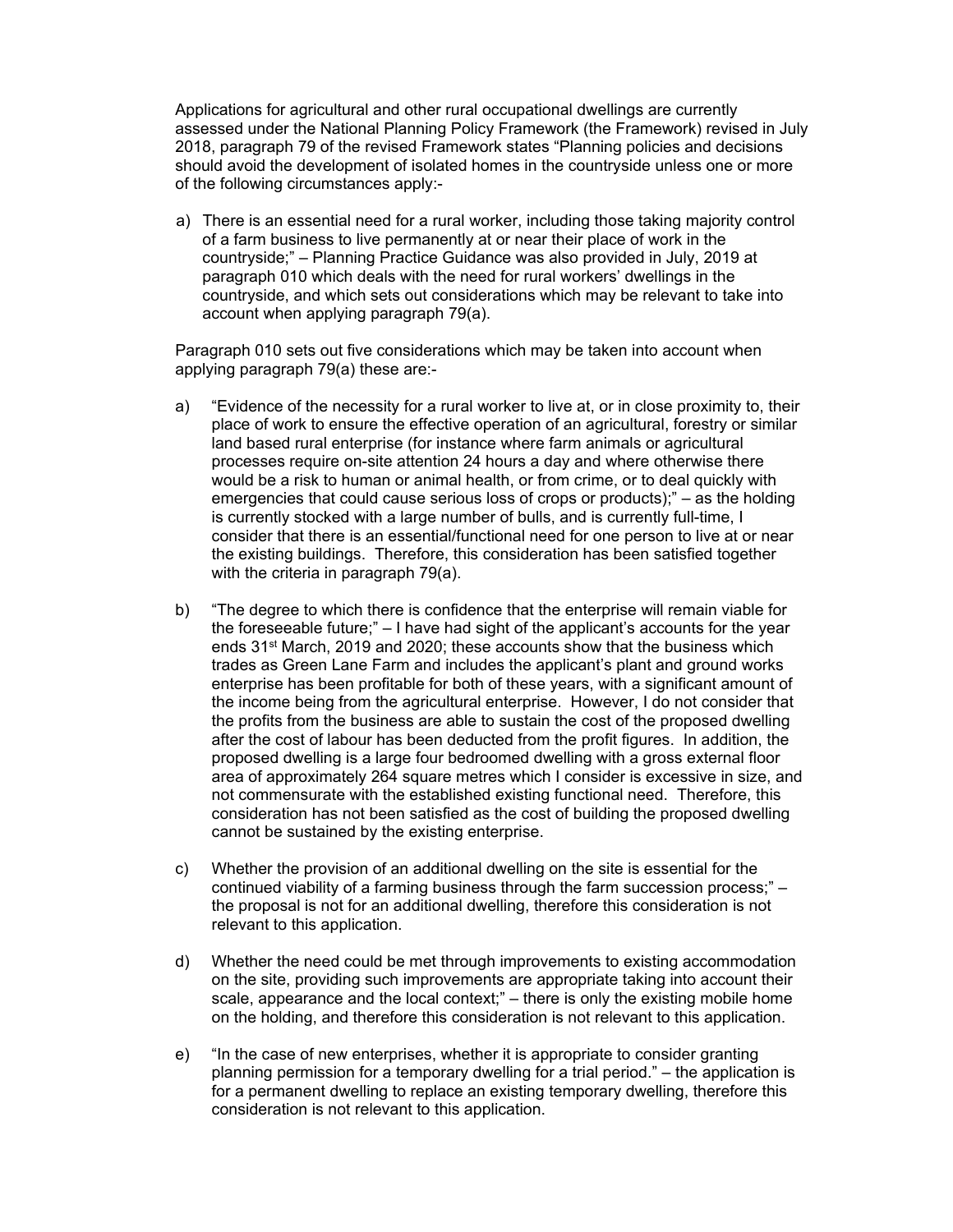Applications for agricultural and other rural occupational dwellings are currently assessed under the National Planning Policy Framework (the Framework) revised in July 2018, paragraph 79 of the revised Framework states "Planning policies and decisions should avoid the development of isolated homes in the countryside unless one or more of the following circumstances apply:-

a) There is an essential need for a rural worker, including those taking majority control of a farm business to live permanently at or near their place of work in the countryside;" – Planning Practice Guidance was also provided in July, 2019 at paragraph 010 which deals with the need for rural workers' dwellings in the countryside, and which sets out considerations which may be relevant to take into account when applying paragraph 79(a).

Paragraph 010 sets out five considerations which may be taken into account when applying paragraph 79(a) these are:-

a) "Evidence of the necessity for a rural worker to live at, or in close proximity to, their place of work to ensure the effective operation of an agricultural, forestry or similar land based rural enterprise (for instance where farm animals or agricultural processes require on-site attention 24 hours a day and where otherwise there would be a risk to human or animal health, or from crime, or to deal quickly with emergencies that could cause serious loss of crops or products);" – as the holding is currently stocked with a large number of bulls, and is currently full-time, I consider that there is an essential/functional need for one person to live at or near the existing buildings. Therefore, this consideration has been satisfied together with the criteria in paragraph 79(a).

b) "The degree to which there is confidence that the enterprise will remain viable for the foreseeable future;" – I have had sight of the applicant's accounts for the year ends 31st March, 2019 and 2020; these accounts show that the business which trades as Green Lane Farm and includes the applicant's plant and ground works enterprise has been profitable for both of these years, with a significant amount of the income being from the agricultural enterprise. However, I do not consider that the profits from the business are able to sustain the cost of the proposed dwelling after the cost of labour has been deducted from the profit figures. In addition, the proposed dwelling is a large four bedroomed dwelling with a gross external floor area of approximately 264 square metres which I consider is excessive in size, and not commensurate with the established existing functional need. Therefore, this consideration has not been satisfied as the cost of building the proposed dwelling cannot be sustained by the existing enterprise.

c) Whether the provision of an additional dwelling on the site is essential for the continued viability of a farming business through the farm succession process;" – the proposal is not for an additional dwelling, therefore this consideration is not relevant to this application.

d) Whether the need could be met through improvements to existing accommodation on the site, providing such improvements are appropriate taking into account their scale, appearance and the local context;" – there is only the existing mobile home on the holding, and therefore this consideration is not relevant to this application.

e) "In the case of new enterprises, whether it is appropriate to consider granting planning permission for a temporary dwelling for a trial period." – the application is for a permanent dwelling to replace an existing temporary dwelling, therefore this consideration is not relevant to this application.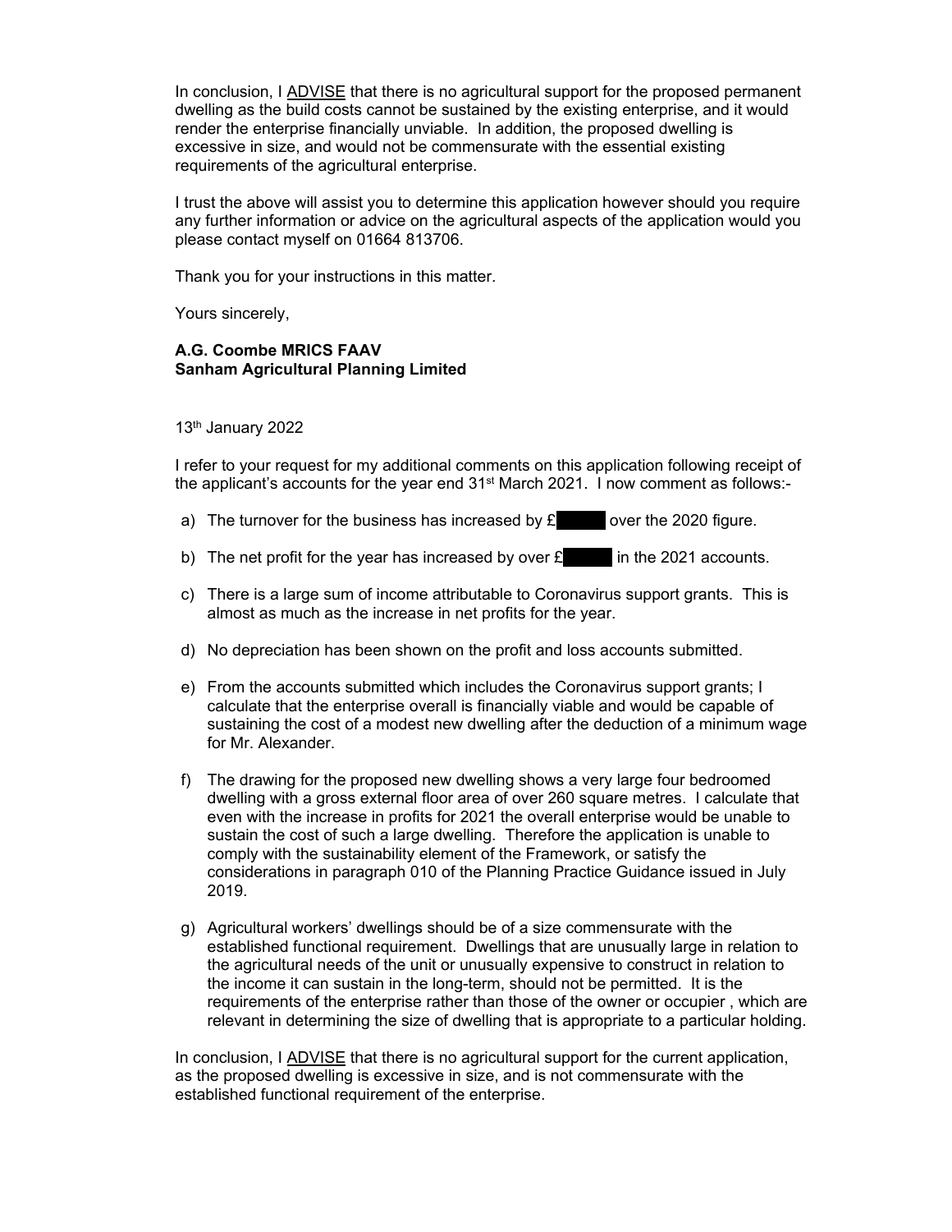In conclusion, I <u>ADVISE</u> that there is no agricultural support for the proposed permanent dwelling as the build costs cannot be sustained by the existing enterprise, and it would render the enterprise financially unviable. In addition, the proposed dwelling is excessive in size, and would not be commensurate with the essential existing requirements of the agricultural enterprise.

I trust the above will assist you to determine this application however should you require any further information or advice on the agricultural aspects of the application would you please contact myself on 01664 813706.

Thank you for your instructions in this matter.

Yours sincerely,

**A.G. Coombe MRICS FAAV**
**Sanham Agricultural Planning Limited**

13th January 2022

I refer to your request for my additional comments on this application following receipt of the applicant's accounts for the year end 31st March 2021. I now comment as follows:-

a) The turnover for the business has increased by £[redacted] over the 2020 figure.

b) The net profit for the year has increased by over £[redacted] in the 2021 accounts.

c) There is a large sum of income attributable to Coronavirus support grants. This is almost as much as the increase in net profits for the year.

d) No depreciation has been shown on the profit and loss accounts submitted.

e) From the accounts submitted which includes the Coronavirus support grants; I calculate that the enterprise overall is financially viable and would be capable of sustaining the cost of a modest new dwelling after the deduction of a minimum wage for Mr. Alexander.

f) The drawing for the proposed new dwelling shows a very large four bedroomed dwelling with a gross external floor area of over 260 square metres. I calculate that even with the increase in profits for 2021 the overall enterprise would be unable to sustain the cost of such a large dwelling. Therefore the application is unable to comply with the sustainability element of the Framework, or satisfy the considerations in paragraph 010 of the Planning Practice Guidance issued in July 2019.

g) Agricultural workers' dwellings should be of a size commensurate with the established functional requirement. Dwellings that are unusually large in relation to the agricultural needs of the unit or unusually expensive to construct in relation to the income it can sustain in the long-term, should not be permitted. It is the requirements of the enterprise rather than those of the owner or occupier , which are relevant in determining the size of dwelling that is appropriate to a particular holding.

In conclusion, I <u>ADVISE</u> that there is no agricultural support for the current application, as the proposed dwelling is excessive in size, and is not commensurate with the established functional requirement of the enterprise.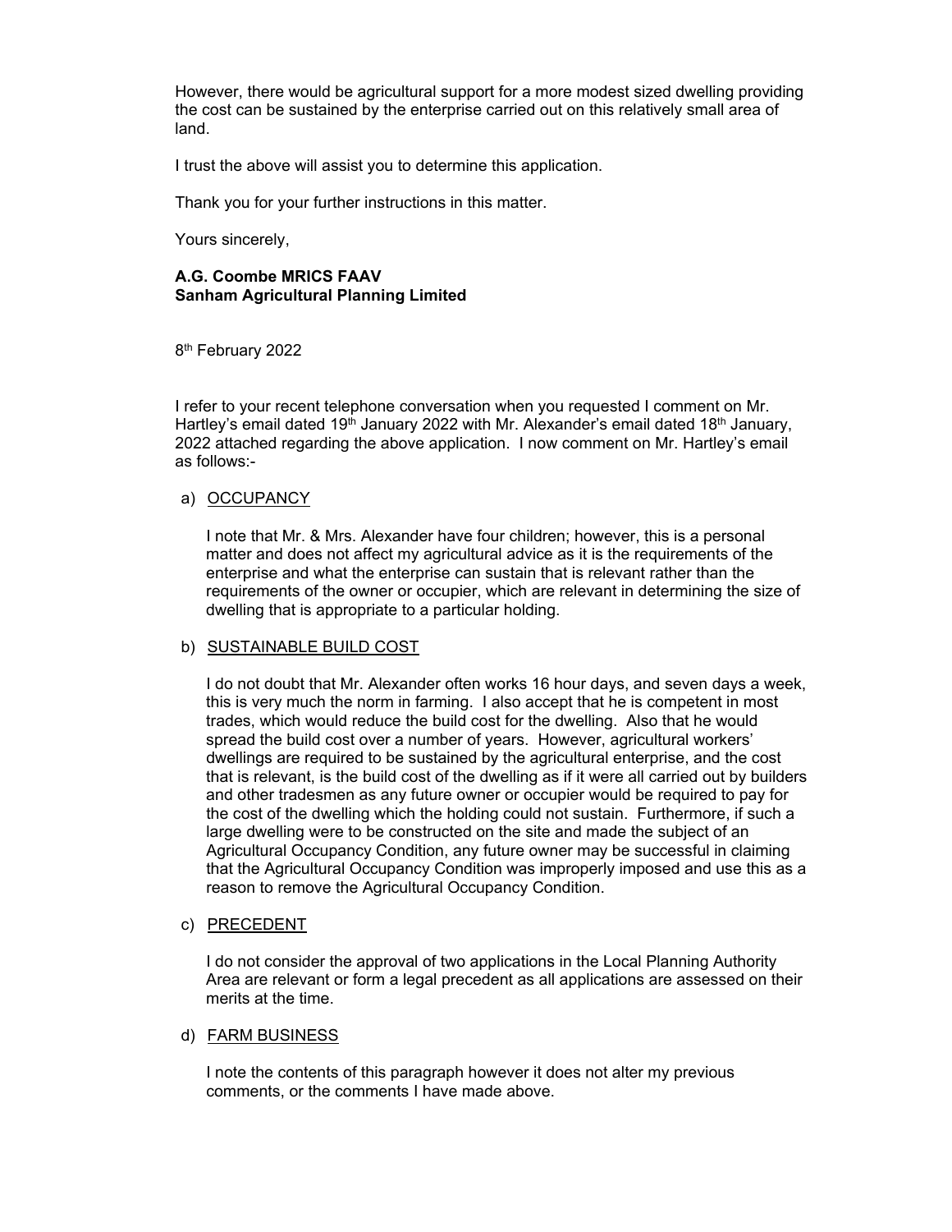However, there would be agricultural support for a more modest sized dwelling providing the cost can be sustained by the enterprise carried out on this relatively small area of land.

I trust the above will assist you to determine this application.

Thank you for your further instructions in this matter.

Yours sincerely,

**A.G. Coombe MRICS FAAV**
**Sanham Agricultural Planning Limited**

8th February 2022

I refer to your recent telephone conversation when you requested I comment on Mr. Hartley's email dated 19th January 2022 with Mr. Alexander's email dated 18th January, 2022 attached regarding the above application. I now comment on Mr. Hartley's email as follows:-

a) <u>OCCUPANCY</u>

I note that Mr. & Mrs. Alexander have four children; however, this is a personal matter and does not affect my agricultural advice as it is the requirements of the enterprise and what the enterprise can sustain that is relevant rather than the requirements of the owner or occupier, which are relevant in determining the size of dwelling that is appropriate to a particular holding.

b) <u>SUSTAINABLE BUILD COST</u>

I do not doubt that Mr. Alexander often works 16 hour days, and seven days a week, this is very much the norm in farming. I also accept that he is competent in most trades, which would reduce the build cost for the dwelling. Also that he would spread the build cost over a number of years. However, agricultural workers' dwellings are required to be sustained by the agricultural enterprise, and the cost that is relevant, is the build cost of the dwelling as if it were all carried out by builders and other tradesmen as any future owner or occupier would be required to pay for the cost of the dwelling which the holding could not sustain. Furthermore, if such a large dwelling were to be constructed on the site and made the subject of an Agricultural Occupancy Condition, any future owner may be successful in claiming that the Agricultural Occupancy Condition was improperly imposed and use this as a reason to remove the Agricultural Occupancy Condition.

c) <u>PRECEDENT</u>

I do not consider the approval of two applications in the Local Planning Authority Area are relevant or form a legal precedent as all applications are assessed on their merits at the time.

d) <u>FARM BUSINESS</u>

I note the contents of this paragraph however it does not alter my previous comments, or the comments I have made above.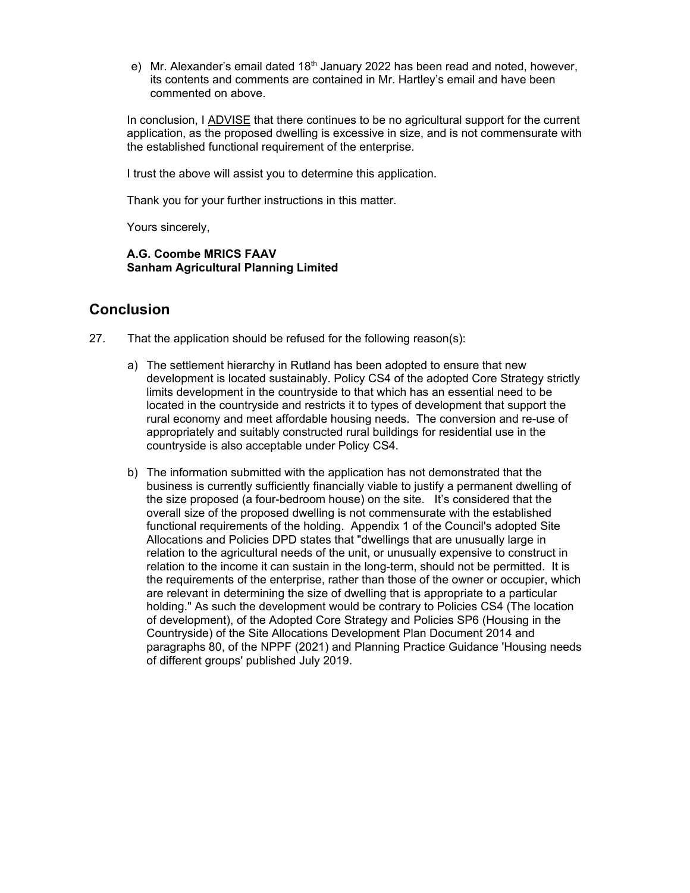e) Mr. Alexander's email dated 18th January 2022 has been read and noted, however, its contents and comments are contained in Mr. Hartley's email and have been commented on above.

In conclusion, I ADVISE that there continues to be no agricultural support for the current application, as the proposed dwelling is excessive in size, and is not commensurate with the established functional requirement of the enterprise.

I trust the above will assist you to determine this application.

Thank you for your further instructions in this matter.

Yours sincerely,

**A.G. Coombe MRICS FAAV**
**Sanham Agricultural Planning Limited**

## Conclusion

27. That the application should be refused for the following reason(s):

a) The settlement hierarchy in Rutland has been adopted to ensure that new development is located sustainably. Policy CS4 of the adopted Core Strategy strictly limits development in the countryside to that which has an essential need to be located in the countryside and restricts it to types of development that support the rural economy and meet affordable housing needs. The conversion and re-use of appropriately and suitably constructed rural buildings for residential use in the countryside is also acceptable under Policy CS4.

b) The information submitted with the application has not demonstrated that the business is currently sufficiently financially viable to justify a permanent dwelling of the size proposed (a four-bedroom house) on the site. It's considered that the overall size of the proposed dwelling is not commensurate with the established functional requirements of the holding. Appendix 1 of the Council's adopted Site Allocations and Policies DPD states that "dwellings that are unusually large in relation to the agricultural needs of the unit, or unusually expensive to construct in relation to the income it can sustain in the long-term, should not be permitted. It is the requirements of the enterprise, rather than those of the owner or occupier, which are relevant in determining the size of dwelling that is appropriate to a particular holding." As such the development would be contrary to Policies CS4 (The location of development), of the Adopted Core Strategy and Policies SP6 (Housing in the Countryside) of the Site Allocations Development Plan Document 2014 and paragraphs 80, of the NPPF (2021) and Planning Practice Guidance 'Housing needs of different groups' published July 2019.